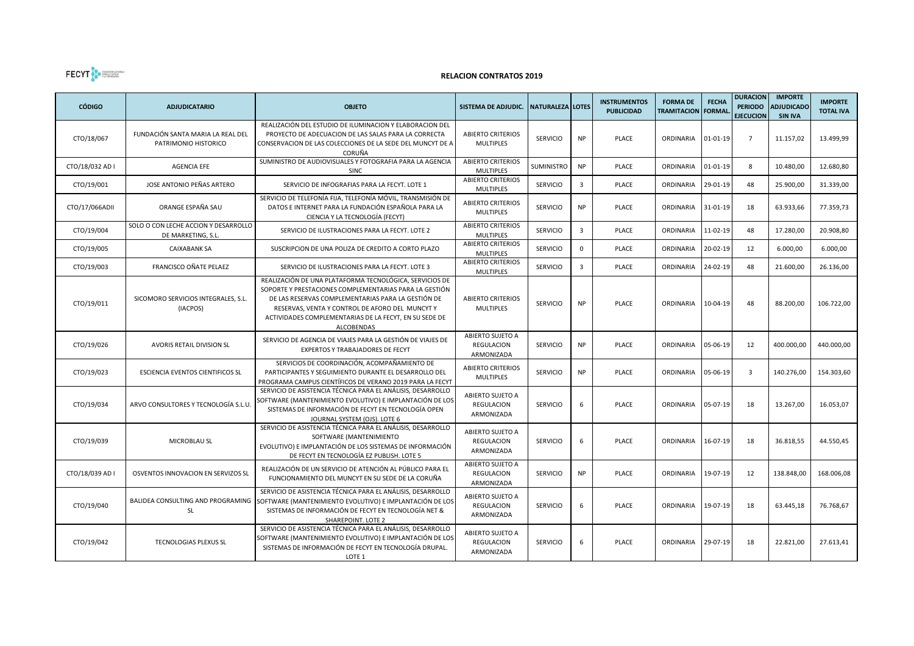FECYT

## RELACION CONTRATOS 2019

| CÓDIGO | ADJUDICATARIO | OBJETO | SISTEMA DE ADJUDIC. | NATURALEZA | LOTES | INSTRUMENTOS PUBLICIDAD | FORMA DE TRAMITACION | FECHA FORMAL. | DURACION PERIODO EJECUCION | IMPORTE ADJUDICADO SIN IVA | IMPORTE TOTAL IVA |
|---|---|---|---|---|---|---|---|---|---|---|---|
| CTO/18/067 | FUNDACIÓN SANTA MARIA LA REAL DEL PATRIMONIO HISTORICO | REALIZACIÓN DEL ESTUDIO DE ILUMINACION Y ELABORACION DEL PROYECTO DE ADECUACION DE LAS SALAS PARA LA CORRECTA CONSERVACION DE LAS COLECCIONES DE LA SEDE DEL MUNCYT DE A CORUÑA | ABIERTO CRITERIOS MULTIPLES | SERVICIO | NP | PLACE | ORDINARIA | 01-01-19 | 7 | 11.157,02 | 13.499,99 |
| CTO/18/032 AD I | AGENCIA EFE | SUMINISTRO DE AUDIOVISUALES Y FOTOGRAFIA PARA LA AGENCIA SINC | ABIERTO CRITERIOS MULTIPLES | SUMINISTRO | NP | PLACE | ORDINARIA | 01-01-19 | 8 | 10.480,00 | 12.680,80 |
| CTO/19/001 | JOSE ANTONIO PEÑAS ARTERO | SERVICIO DE INFOGRAFIAS PARA LA FECYT. LOTE 1 | ABIERTO CRITERIOS MULTIPLES | SERVICIO | 3 | PLACE | ORDINARIA | 29-01-19 | 48 | 25.900,00 | 31.339,00 |
| CTO/17/066ADII | ORANGE ESPAÑA SAU | SERVICIO DE TELEFONÍA FIJA, TELEFONÍA MÓVIL, TRANSMISIÓN DE DATOS E INTERNET PARA LA FUNDACIÓN ESPAÑOLA PARA LA CIENCIA Y LA TECNOLOGÍA (FECYT) | ABIERTO CRITERIOS MULTIPLES | SERVICIO | NP | PLACE | ORDINARIA | 31-01-19 | 18 | 63.933,66 | 77.359,73 |
| CTO/19/004 | SOLO O CON LECHE ACCION Y DESARROLLO DE MARKETING, S.L. | SERVICIO DE ILUSTRACIONES PARA LA FECYT. LOTE 2 | ABIERTO CRITERIOS MULTIPLES | SERVICIO | 3 | PLACE | ORDINARIA | 11-02-19 | 48 | 17.280,00 | 20.908,80 |
| CTO/19/005 | CAIXABANK SA | SUSCRIPCION DE UNA POLIZA DE CREDITO A CORTO PLAZO | ABIERTO CRITERIOS MULTIPLES | SERVICIO | 0 | PLACE | ORDINARIA | 20-02-19 | 12 | 6.000,00 | 6.000,00 |
| CTO/19/003 | FRANCISCO OÑATE PELAEZ | SERVICIO DE ILUSTRACIONES PARA LA FECYT. LOTE 3 | ABIERTO CRITERIOS MULTIPLES | SERVICIO | 3 | PLACE | ORDINARIA | 24-02-19 | 48 | 21.600,00 | 26.136,00 |
| CTO/19/011 | SICOMORO SERVICIOS INTEGRALES, S.L. (IACPOS) | REALIZACIÓN DE UNA PLATAFORMA TECNOLÓGICA, SERVICIOS DE SOPORTE Y PRESTACIONES COMPLEMENTARIAS PARA LA GESTIÓN DE LAS RESERVAS COMPLEMENTARIAS PARA LA GESTIÓN DE RESERVAS, VENTA Y CONTROL DE AFORO DEL MUNCYT Y ACTIVIDADES COMPLEMENTARIAS DE LA FECYT, EN SU SEDE DE ALCOBENDAS | ABIERTO CRITERIOS MULTIPLES | SERVICIO | NP | PLACE | ORDINARIA | 10-04-19 | 48 | 88.200,00 | 106.722,00 |
| CTO/19/026 | AVORIS RETAIL DIVISION SL | SERVICIO DE AGENCIA DE VIAJES PARA LA GESTIÓN DE VIAJES DE EXPERTOS Y TRABAJADORES DE FECYT | ABIERTO SUJETO A REGULACION ARMONIZADA | SERVICIO | NP | PLACE | ORDINARIA | 05-06-19 | 12 | 400.000,00 | 440.000,00 |
| CTO/19/023 | ESCIENCIA EVENTOS CIENTIFICOS SL | SERVICIOS DE COORDINACIÓN, ACOMPAÑAMIENTO DE PARTICIPANTES Y SEGUIMIENTO DURANTE EL DESARROLLO DEL PROGRAMA CAMPUS CIENTÍFICOS DE VERANO 2019 PARA LA FECYT | ABIERTO CRITERIOS MULTIPLES | SERVICIO | NP | PLACE | ORDINARIA | 05-06-19 | 3 | 140.276,00 | 154.303,60 |
| CTO/19/034 | ARVO CONSULTORES Y TECNOLOGÍA S.L.U. | SERVICIO DE ASISTENCIA TÉCNICA PARA EL ANÁLISIS, DESARROLLO SOFTWARE (MANTENIMIENTO EVOLUTIVO) E IMPLANTACIÓN DE LOS SISTEMAS DE INFORMACIÓN DE FECYT EN TECNOLOGÍA OPEN JOURNAL SYSTEM (OJS). LOTE 6 | ABIERTO SUJETO A REGULACION ARMONIZADA | SERVICIO | 6 | PLACE | ORDINARIA | 05-07-19 | 18 | 13.267,00 | 16.053,07 |
| CTO/19/039 | MICROBLAU SL | SERVICIO DE ASISTENCIA TÉCNICA PARA EL ANÁLISIS, DESARROLLO SOFTWARE (MANTENIMIENTO EVOLUTIVO) E IMPLANTACIÓN DE LOS SISTEMAS DE INFORMACIÓN DE FECYT EN TECNOLOGÍA EZ PUBLISH. LOTE 5 | ABIERTO SUJETO A REGULACION ARMONIZADA | SERVICIO | 6 | PLACE | ORDINARIA | 16-07-19 | 18 | 36.818,55 | 44.550,45 |
| CTO/18/039 AD I | OSVENTOS INNOVACION EN SERVIZOS SL | REALIZACIÓN DE UN SERVICIO DE ATENCIÓN AL PÚBLICO PARA EL FUNCIONAMIENTO DEL MUNCYT EN SU SEDE DE LA CORUÑA | ABIERTO SUJETO A REGULACION ARMONIZADA | SERVICIO | NP | PLACE | ORDINARIA | 19-07-19 | 12 | 138.848,00 | 168.006,08 |
| CTO/19/040 | BALIDEA CONSULTING AND PROGRAMING SL | SERVICIO DE ASISTENCIA TÉCNICA PARA EL ANÁLISIS, DESARROLLO SOFTWARE (MANTENIMIENTO EVOLUTIVO) E IMPLANTACIÓN DE LOS SISTEMAS DE INFORMACIÓN DE FECYT EN TECNOLOGÍA NET & SHAREPOINT. LOTE 2 | ABIERTO SUJETO A REGULACION ARMONIZADA | SERVICIO | 6 | PLACE | ORDINARIA | 19-07-19 | 18 | 63.445,18 | 76.768,67 |
| CTO/19/042 | TECNOLOGIAS PLEXUS SL | SERVICIO DE ASISTENCIA TÉCNICA PARA EL ANÁLISIS, DESARROLLO SOFTWARE (MANTENIMIENTO EVOLUTIVO) E IMPLANTACIÓN DE LOS SISTEMAS DE INFORMACIÓN DE FECYT EN TECNOLOGÍA DRUPAL. LOTE 1 | ABIERTO SUJETO A REGULACION ARMONIZADA | SERVICIO | 6 | PLACE | ORDINARIA | 29-07-19 | 18 | 22.821,00 | 27.613,41 |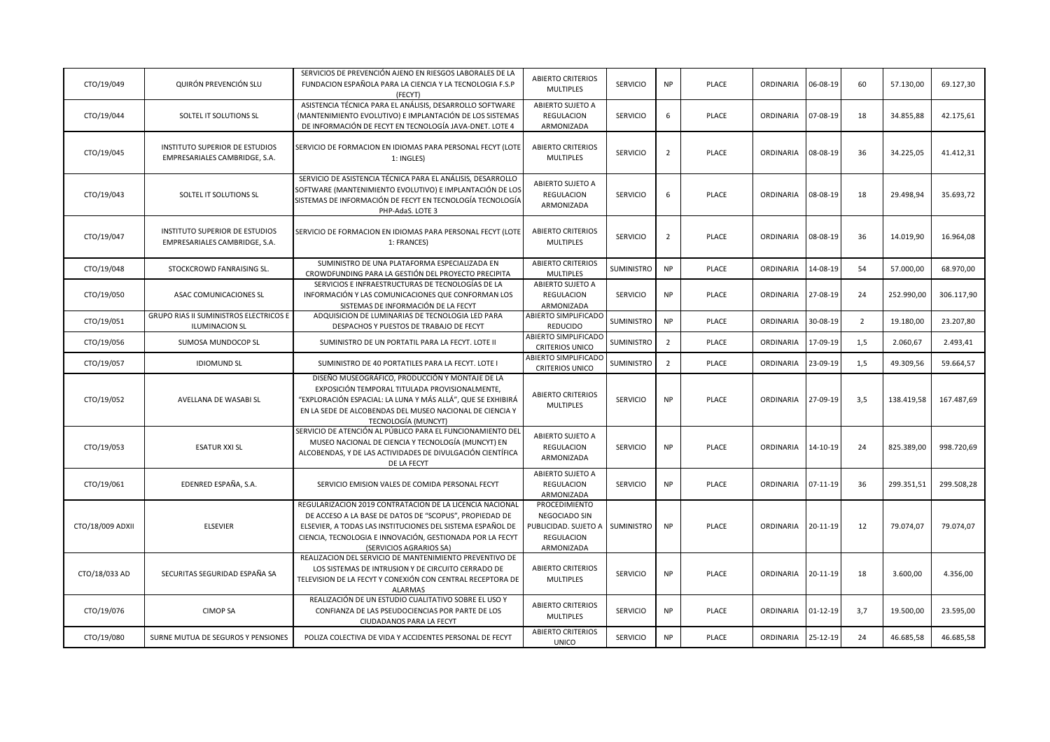| | | | | | | | | | | | |
|---|---|---|---|---|---|---|---|---|---|---|---|
| CTO/19/049 | QUIRÓN PREVENCIÓN SLU | SERVICIOS DE PREVENCIÓN AJENO EN RIESGOS LABORALES DE LA FUNDACION ESPAÑOLA PARA LA CIENCIA Y LA TECNOLOGIA F.S.P (FECYT) | ABIERTO CRITERIOS MULTIPLES | SERVICIO | NP | PLACE | ORDINARIA | 06-08-19 | 60 | 57.130,00 | 69.127,30 |
| CTO/19/044 | SOLTEL IT SOLUTIONS SL | ASISTENCIA TÉCNICA PARA EL ANÁLISIS, DESARROLLO SOFTWARE (MANTENIMIENTO EVOLUTIVO) E IMPLANTACIÓN DE LOS SISTEMAS DE INFORMACIÓN DE FECYT EN TECNOLOGÍA JAVA-DNET. LOTE 4 | ABIERTO SUJETO A REGULACION ARMONIZADA | SERVICIO | 6 | PLACE | ORDINARIA | 07-08-19 | 18 | 34.855,88 | 42.175,61 |
| CTO/19/045 | INSTITUTO SUPERIOR DE ESTUDIOS EMPRESARIALES CAMBRIDGE, S.A. | SERVICIO DE FORMACION EN IDIOMAS PARA PERSONAL FECYT (LOTE 1: INGLES) | ABIERTO CRITERIOS MULTIPLES | SERVICIO | 2 | PLACE | ORDINARIA | 08-08-19 | 36 | 34.225,05 | 41.412,31 |
| CTO/19/043 | SOLTEL IT SOLUTIONS SL | SERVICIO DE ASISTENCIA TÉCNICA PARA EL ANÁLISIS, DESARROLLO SOFTWARE (MANTENIMIENTO EVOLUTIVO) E IMPLANTACIÓN DE LOS SISTEMAS DE INFORMACIÓN DE FECYT EN TECNOLOGÍA TECNOLOGÍA PHP-AdaS. LOTE 3 | ABIERTO SUJETO A REGULACION ARMONIZADA | SERVICIO | 6 | PLACE | ORDINARIA | 08-08-19 | 18 | 29.498,94 | 35.693,72 |
| CTO/19/047 | INSTITUTO SUPERIOR DE ESTUDIOS EMPRESARIALES CAMBRIDGE, S.A. | SERVICIO DE FORMACION EN IDIOMAS PARA PERSONAL FECYT (LOTE 1: FRANCES) | ABIERTO CRITERIOS MULTIPLES | SERVICIO | 2 | PLACE | ORDINARIA | 08-08-19 | 36 | 14.019,90 | 16.964,08 |
| CTO/19/048 | STOCKCROWD FANRAISING SL. | SUMINISTRO DE UNA PLATAFORMA ESPECIALIZADA EN CROWDFUNDING PARA LA GESTIÓN DEL PROYECTO PRECIPITA | ABIERTO CRITERIOS MULTIPLES | SUMINISTRO | NP | PLACE | ORDINARIA | 14-08-19 | 54 | 57.000,00 | 68.970,00 |
| CTO/19/050 | ASAC COMUNICACIONES SL | SERVICIOS E INFRAESTRUCTURAS DE TECNOLOGÍAS DE LA INFORMACIÓN Y LAS COMUNICACIONES QUE CONFORMAN LOS SISTEMAS DE INFORMACIÓN DE LA FECYT | ABIERTO SUJETO A REGULACION ARMONIZADA | SERVICIO | NP | PLACE | ORDINARIA | 27-08-19 | 24 | 252.990,00 | 306.117,90 |
| CTO/19/051 | GRUPO RIAS II SUMINISTROS ELECTRICOS E ILUMINACION SL | ADQUISICION DE LUMINARIAS DE TECNOLOGIA LED PARA DESPACHOS Y PUESTOS DE TRABAJO DE FECYT | ABIERTO SIMPLIFICADO REDUCIDO | SUMINISTRO | NP | PLACE | ORDINARIA | 30-08-19 | 2 | 19.180,00 | 23.207,80 |
| CTO/19/056 | SUMOSA MUNDOCOP SL | SUMINISTRO DE UN PORTATIL PARA LA FECYT. LOTE II | ABIERTO SIMPLIFICADO CRITERIOS UNICO | SUMINISTRO | 2 | PLACE | ORDINARIA | 17-09-19 | 1,5 | 2.060,67 | 2.493,41 |
| CTO/19/057 | IDIOMUND SL | SUMINISTRO DE 40 PORTATILES PARA LA FECYT. LOTE I | ABIERTO SIMPLIFICADO CRITERIOS UNICO | SUMINISTRO | 2 | PLACE | ORDINARIA | 23-09-19 | 1,5 | 49.309,56 | 59.664,57 |
| CTO/19/052 | AVELLANA DE WASABI SL | DISEÑO MUSEOGRÁFICO, PRODUCCIÓN Y MONTAJE DE LA EXPOSICIÓN TEMPORAL TITULADA PROVISIONALMENTE, "EXPLORACIÓN ESPACIAL: LA LUNA Y MÁS ALLÁ", QUE SE EXHIBIRÁ EN LA SEDE DE ALCOBENDAS DEL MUSEO NACIONAL DE CIENCIA Y TECNOLOGÍA (MUNCYT) | ABIERTO CRITERIOS MULTIPLES | SERVICIO | NP | PLACE | ORDINARIA | 27-09-19 | 3,5 | 138.419,58 | 167.487,69 |
| CTO/19/053 | ESATUR XXI SL | SERVICIO DE ATENCIÓN AL PÚBLICO PARA EL FUNCIONAMIENTO DEL MUSEO NACIONAL DE CIENCIA Y TECNOLOGÍA (MUNCYT) EN ALCOBENDAS, Y DE LAS ACTIVIDADES DE DIVULGACIÓN CIENTÍFICA DE LA FECYT | ABIERTO SUJETO A REGULACION ARMONIZADA | SERVICIO | NP | PLACE | ORDINARIA | 14-10-19 | 24 | 825.389,00 | 998.720,69 |
| CTO/19/061 | EDENRED ESPAÑA, S.A. | SERVICIO EMISION VALES DE COMIDA PERSONAL FECYT | ABIERTO SUJETO A REGULACION ARMONIZADA | SERVICIO | NP | PLACE | ORDINARIA | 07-11-19 | 36 | 299.351,51 | 299.508,28 |
| CTO/18/009 ADXII | ELSEVIER | REGULARIZACION 2019 CONTRATACION DE LA LICENCIA NACIONAL DE ACCESO A LA BASE DE DATOS DE "SCOPUS", PROPIEDAD DE ELSEVIER, A TODAS LAS INSTITUCIONES DEL SISTEMA ESPAÑOL DE CIENCIA, TECNOLOGIA E INNOVACIÓN, GESTIONADA POR LA FECYT (SERVICIOS AGRARIOS SA) | PROCEDIMIENTO NEGOCIADO SIN PUBLICIDAD. SUJETO A REGULACION ARMONIZADA | SUMINISTRO | NP | PLACE | ORDINARIA | 20-11-19 | 12 | 79.074,07 | 79.074,07 |
| CTO/18/033 AD | SECURITAS SEGURIDAD ESPAÑA SA | REALIZACION DEL SERVICIO DE MANTENIMIENTO PREVENTIVO DE LOS SISTEMAS DE INTRUSION Y DE CIRCUITO CERRADO DE TELEVISION DE LA FECYT Y CONEXIÓN CON CENTRAL RECEPTORA DE ALARMAS | ABIERTO CRITERIOS MULTIPLES | SERVICIO | NP | PLACE | ORDINARIA | 20-11-19 | 18 | 3.600,00 | 4.356,00 |
| CTO/19/076 | CIMOP SA | REALIZACIÓN DE UN ESTUDIO CUALITATIVO SOBRE EL USO Y CONFIANZA DE LAS PSEUDOCIENCIAS POR PARTE DE LOS CIUDADANOS PARA LA FECYT | ABIERTO CRITERIOS MULTIPLES | SERVICIO | NP | PLACE | ORDINARIA | 01-12-19 | 3,7 | 19.500,00 | 23.595,00 |
| CTO/19/080 | SURNE MUTUA DE SEGUROS Y PENSIONES | POLIZA COLECTIVA DE VIDA Y ACCIDENTES PERSONAL DE FECYT | ABIERTO CRITERIOS UNICO | SERVICIO | NP | PLACE | ORDINARIA | 25-12-19 | 24 | 46.685,58 | 46.685,58 |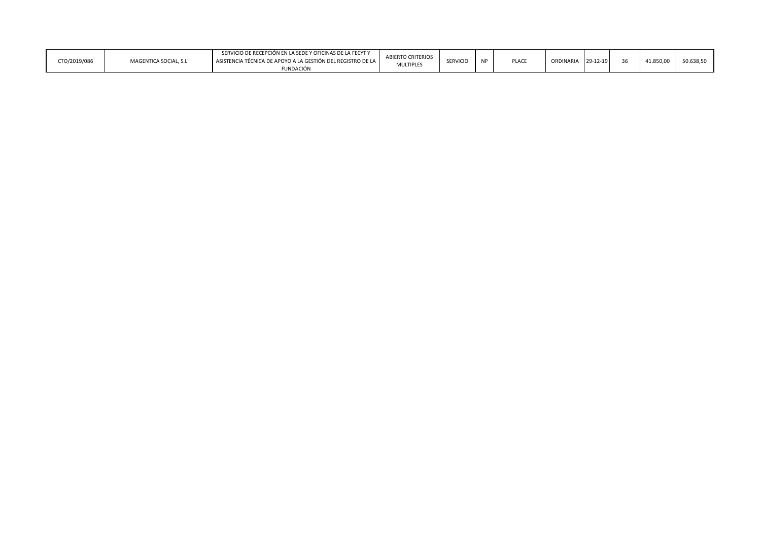| | | | | | | | | | | | |
|---|---|---|---|---|---|---|---|---|---|---|---|
| CTO/2019/086 | MAGENTICA SOCIAL, S.L | SERVICIO DE RECEPCIÓN EN LA SEDE Y OFICINAS DE LA FECYT Y ASISTENCIA TÉCNICA DE APOYO A LA GESTIÓN DEL REGISTRO DE LA FUNDACIÓN | ABIERTO CRITERIOS MULTIPLES | SERVICIO | NP | PLACE | ORDINARIA | 29-12-19 | 36 | 41.850,00 | 50.638,50 |